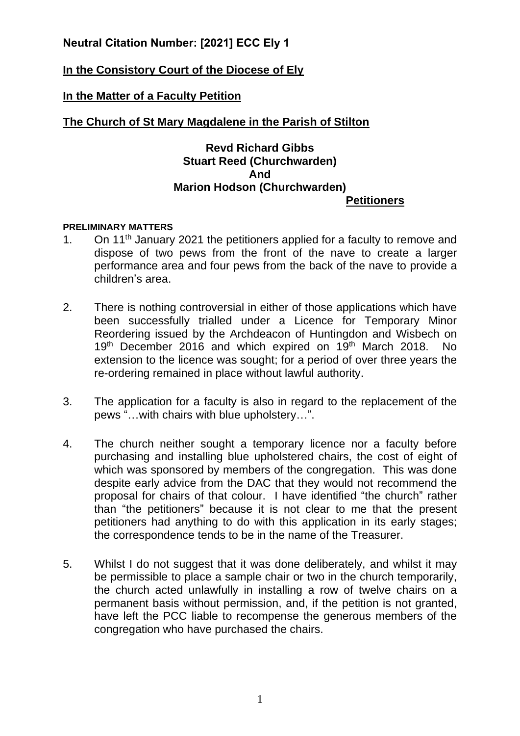**Neutral Citation Number: [2021] ECC Ely 1**

**In the Consistory Court of the Diocese of Ely**

**In the Matter of a Faculty Petition**

**The Church of St Mary Magdalene in the Parish of Stilton**

**Revd Richard Gibbs**
**Stuart Reed (Churchwarden)**
**And**
**Marion Hodson (Churchwarden)**
**Petitioners**

**PRELIMINARY MATTERS**

1. On 11th January 2021 the petitioners applied for a faculty to remove and dispose of two pews from the front of the nave to create a larger performance area and four pews from the back of the nave to provide a children's area.

2. There is nothing controversial in either of those applications which have been successfully trialled under a Licence for Temporary Minor Reordering issued by the Archdeacon of Huntingdon and Wisbech on 19th December 2016 and which expired on 19th March 2018. No extension to the licence was sought; for a period of over three years the re-ordering remained in place without lawful authority.

3. The application for a faculty is also in regard to the replacement of the pews "…with chairs with blue upholstery…".

4. The church neither sought a temporary licence nor a faculty before purchasing and installing blue upholstered chairs, the cost of eight of which was sponsored by members of the congregation. This was done despite early advice from the DAC that they would not recommend the proposal for chairs of that colour. I have identified "the church" rather than "the petitioners" because it is not clear to me that the present petitioners had anything to do with this application in its early stages; the correspondence tends to be in the name of the Treasurer.

5. Whilst I do not suggest that it was done deliberately, and whilst it may be permissible to place a sample chair or two in the church temporarily, the church acted unlawfully in installing a row of twelve chairs on a permanent basis without permission, and, if the petition is not granted, have left the PCC liable to recompense the generous members of the congregation who have purchased the chairs.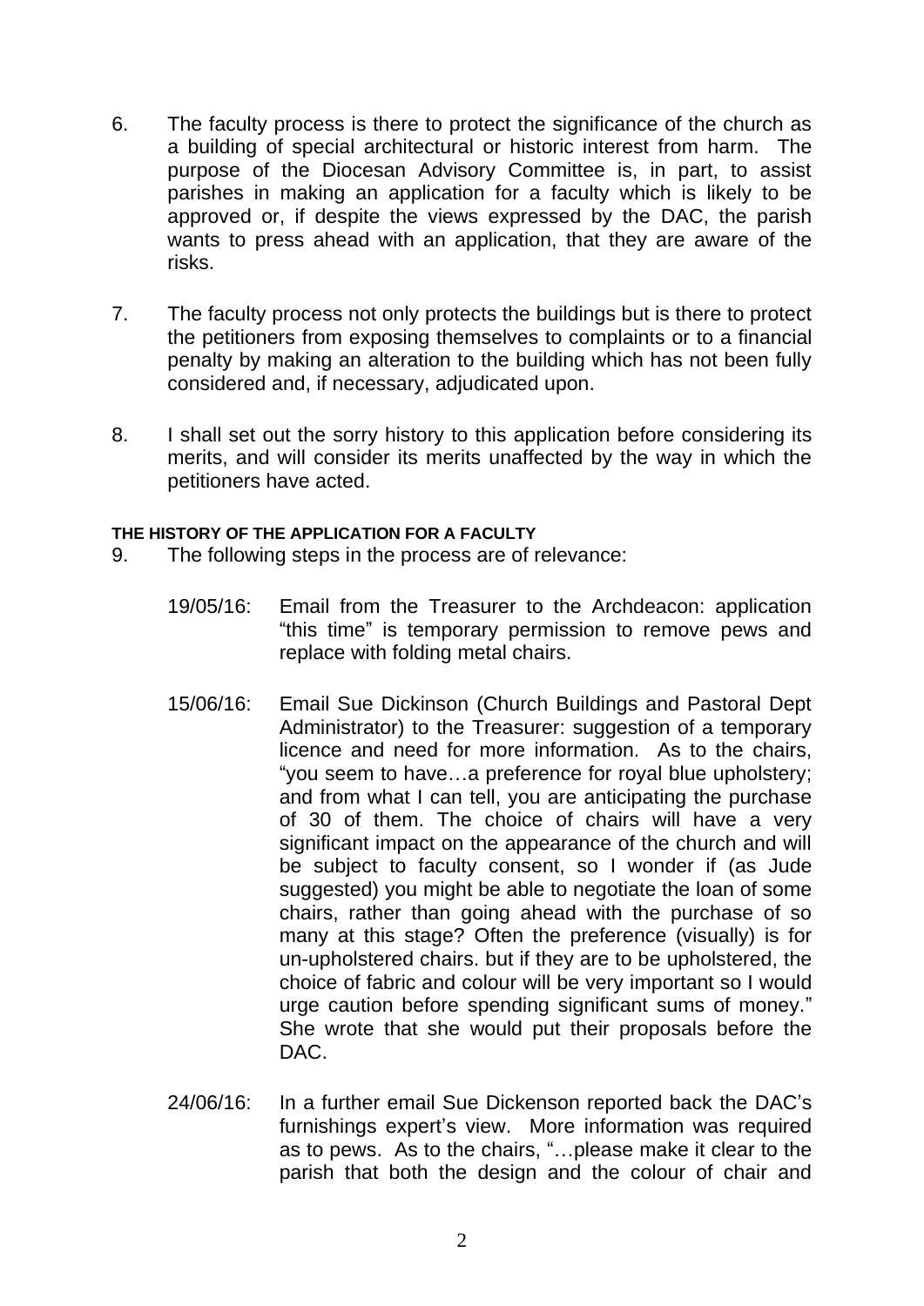6. The faculty process is there to protect the significance of the church as a building of special architectural or historic interest from harm. The purpose of the Diocesan Advisory Committee is, in part, to assist parishes in making an application for a faculty which is likely to be approved or, if despite the views expressed by the DAC, the parish wants to press ahead with an application, that they are aware of the risks.

7. The faculty process not only protects the buildings but is there to protect the petitioners from exposing themselves to complaints or to a financial penalty by making an alteration to the building which has not been fully considered and, if necessary, adjudicated upon.

8. I shall set out the sorry history to this application before considering its merits, and will consider its merits unaffected by the way in which the petitioners have acted.

**THE HISTORY OF THE APPLICATION FOR A FACULTY**

9. The following steps in the process are of relevance:

 19/05/16: Email from the Treasurer to the Archdeacon: application "this time" is temporary permission to remove pews and replace with folding metal chairs.

 15/06/16: Email Sue Dickinson (Church Buildings and Pastoral Dept Administrator) to the Treasurer: suggestion of a temporary licence and need for more information. As to the chairs, "you seem to have…a preference for royal blue upholstery; and from what I can tell, you are anticipating the purchase of 30 of them. The choice of chairs will have a very significant impact on the appearance of the church and will be subject to faculty consent, so I wonder if (as Jude suggested) you might be able to negotiate the loan of some chairs, rather than going ahead with the purchase of so many at this stage? Often the preference (visually) is for un-upholstered chairs. but if they are to be upholstered, the choice of fabric and colour will be very important so I would urge caution before spending significant sums of money." She wrote that she would put their proposals before the DAC.

 24/06/16: In a further email Sue Dickenson reported back the DAC's furnishings expert's view. More information was required as to pews. As to the chairs, "…please make it clear to the parish that both the design and the colour of chair and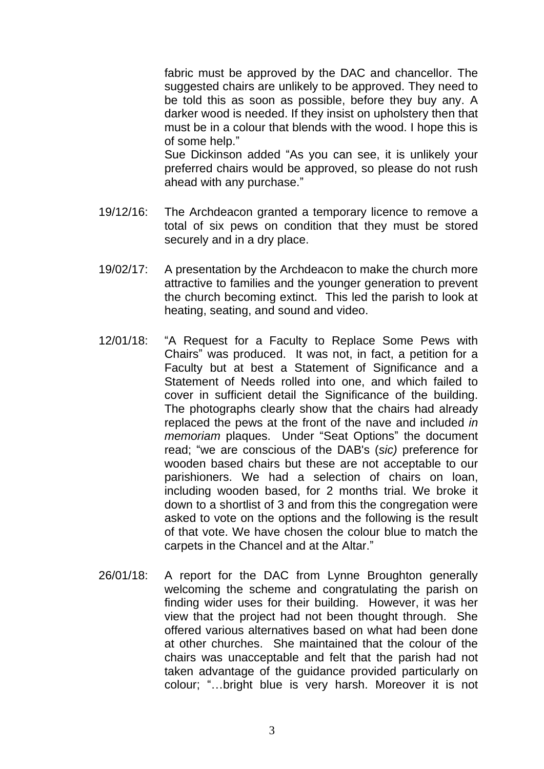fabric must be approved by the DAC and chancellor. The suggested chairs are unlikely to be approved. They need to be told this as soon as possible, before they buy any. A darker wood is needed. If they insist on upholstery then that must be in a colour that blends with the wood. I hope this is of some help."

Sue Dickinson added "As you can see, it is unlikely your preferred chairs would be approved, so please do not rush ahead with any purchase."

19/12/16: The Archdeacon granted a temporary licence to remove a total of six pews on condition that they must be stored securely and in a dry place.

19/02/17: A presentation by the Archdeacon to make the church more attractive to families and the younger generation to prevent the church becoming extinct. This led the parish to look at heating, seating, and sound and video.

12/01/18: "A Request for a Faculty to Replace Some Pews with Chairs" was produced. It was not, in fact, a petition for a Faculty but at best a Statement of Significance and a Statement of Needs rolled into one, and which failed to cover in sufficient detail the Significance of the building. The photographs clearly show that the chairs had already replaced the pews at the front of the nave and included *in memoriam* plaques. Under "Seat Options" the document read; "we are conscious of the DAB's (*sic)* preference for wooden based chairs but these are not acceptable to our parishioners. We had a selection of chairs on loan, including wooden based, for 2 months trial. We broke it down to a shortlist of 3 and from this the congregation were asked to vote on the options and the following is the result of that vote. We have chosen the colour blue to match the carpets in the Chancel and at the Altar."

26/01/18: A report for the DAC from Lynne Broughton generally welcoming the scheme and congratulating the parish on finding wider uses for their building. However, it was her view that the project had not been thought through. She offered various alternatives based on what had been done at other churches. She maintained that the colour of the chairs was unacceptable and felt that the parish had not taken advantage of the guidance provided particularly on colour; "…bright blue is very harsh. Moreover it is not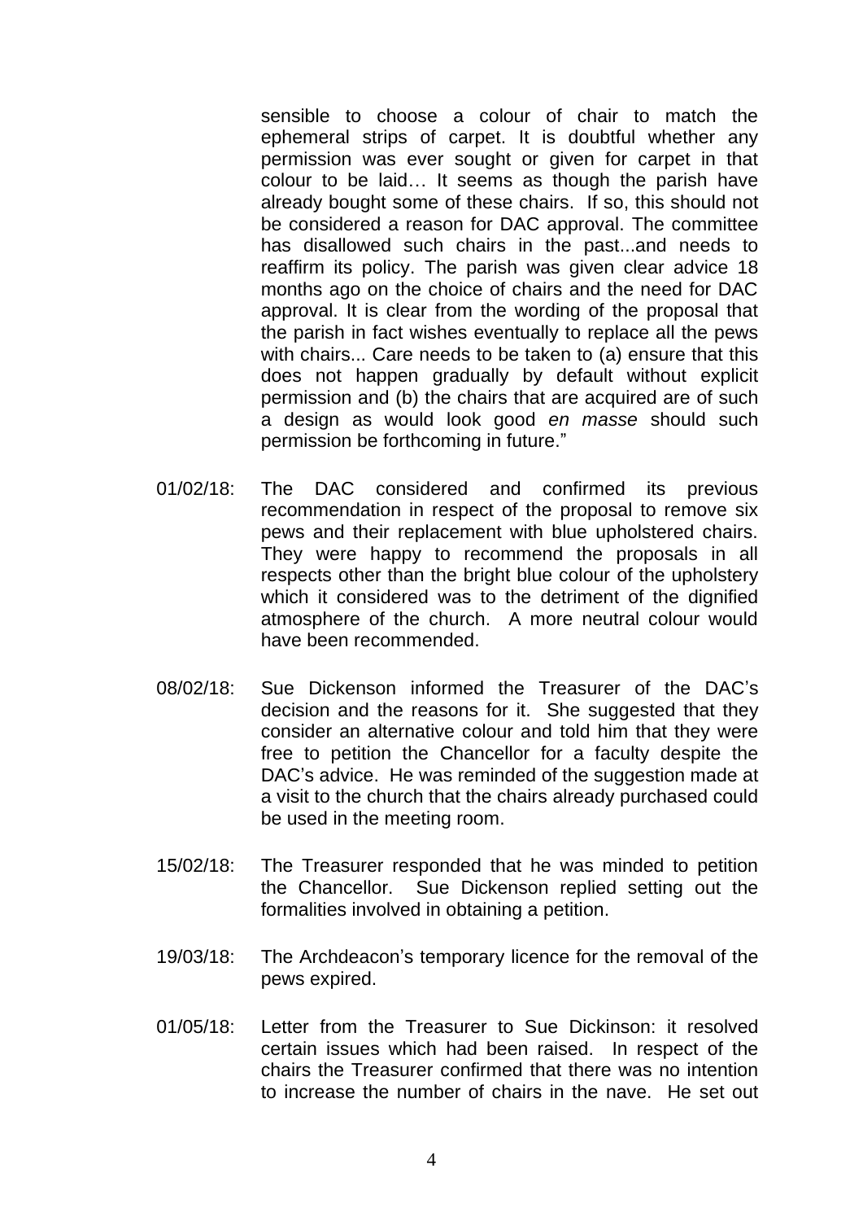sensible to choose a colour of chair to match the ephemeral strips of carpet. It is doubtful whether any permission was ever sought or given for carpet in that colour to be laid… It seems as though the parish have already bought some of these chairs. If so, this should not be considered a reason for DAC approval. The committee has disallowed such chairs in the past...and needs to reaffirm its policy. The parish was given clear advice 18 months ago on the choice of chairs and the need for DAC approval. It is clear from the wording of the proposal that the parish in fact wishes eventually to replace all the pews with chairs... Care needs to be taken to (a) ensure that this does not happen gradually by default without explicit permission and (b) the chairs that are acquired are of such a design as would look good *en masse* should such permission be forthcoming in future."

01/02/18: The DAC considered and confirmed its previous recommendation in respect of the proposal to remove six pews and their replacement with blue upholstered chairs. They were happy to recommend the proposals in all respects other than the bright blue colour of the upholstery which it considered was to the detriment of the dignified atmosphere of the church. A more neutral colour would have been recommended.

08/02/18: Sue Dickenson informed the Treasurer of the DAC's decision and the reasons for it. She suggested that they consider an alternative colour and told him that they were free to petition the Chancellor for a faculty despite the DAC's advice. He was reminded of the suggestion made at a visit to the church that the chairs already purchased could be used in the meeting room.

15/02/18: The Treasurer responded that he was minded to petition the Chancellor. Sue Dickenson replied setting out the formalities involved in obtaining a petition.

19/03/18: The Archdeacon's temporary licence for the removal of the pews expired.

01/05/18: Letter from the Treasurer to Sue Dickinson: it resolved certain issues which had been raised. In respect of the chairs the Treasurer confirmed that there was no intention to increase the number of chairs in the nave. He set out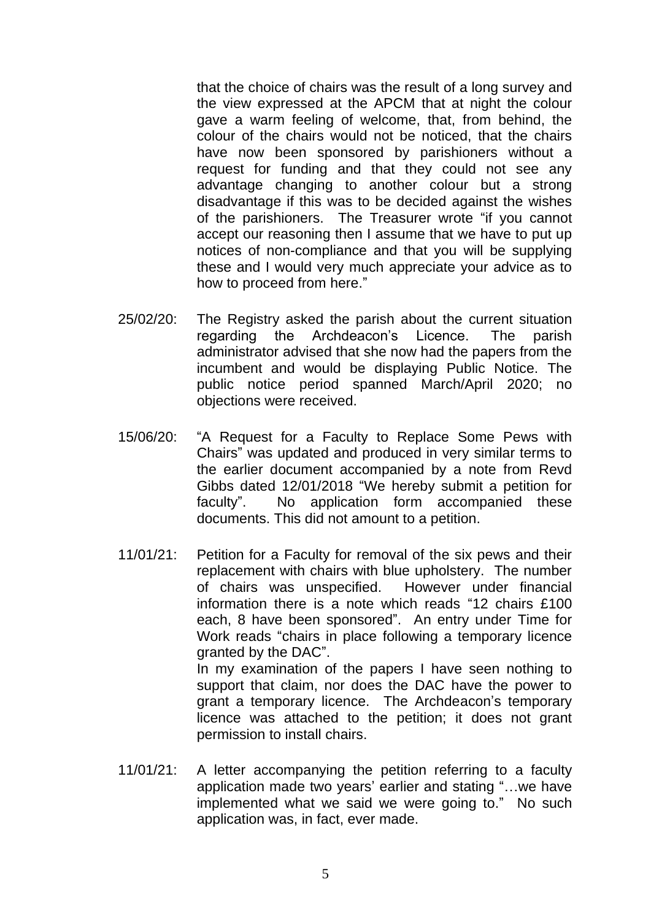that the choice of chairs was the result of a long survey and the view expressed at the APCM that at night the colour gave a warm feeling of welcome, that, from behind, the colour of the chairs would not be noticed, that the chairs have now been sponsored by parishioners without a request for funding and that they could not see any advantage changing to another colour but a strong disadvantage if this was to be decided against the wishes of the parishioners. The Treasurer wrote "if you cannot accept our reasoning then I assume that we have to put up notices of non-compliance and that you will be supplying these and I would very much appreciate your advice as to how to proceed from here."

25/02/20: The Registry asked the parish about the current situation regarding the Archdeacon's Licence. The parish administrator advised that she now had the papers from the incumbent and would be displaying Public Notice. The public notice period spanned March/April 2020; no objections were received.

15/06/20: "A Request for a Faculty to Replace Some Pews with Chairs" was updated and produced in very similar terms to the earlier document accompanied by a note from Revd Gibbs dated 12/01/2018 "We hereby submit a petition for faculty". No application form accompanied these documents. This did not amount to a petition.

11/01/21: Petition for a Faculty for removal of the six pews and their replacement with chairs with blue upholstery. The number of chairs was unspecified. However under financial information there is a note which reads "12 chairs £100 each, 8 have been sponsored". An entry under Time for Work reads "chairs in place following a temporary licence granted by the DAC".
In my examination of the papers I have seen nothing to support that claim, nor does the DAC have the power to grant a temporary licence. The Archdeacon's temporary licence was attached to the petition; it does not grant permission to install chairs.

11/01/21: A letter accompanying the petition referring to a faculty application made two years' earlier and stating "…we have implemented what we said we were going to." No such application was, in fact, ever made.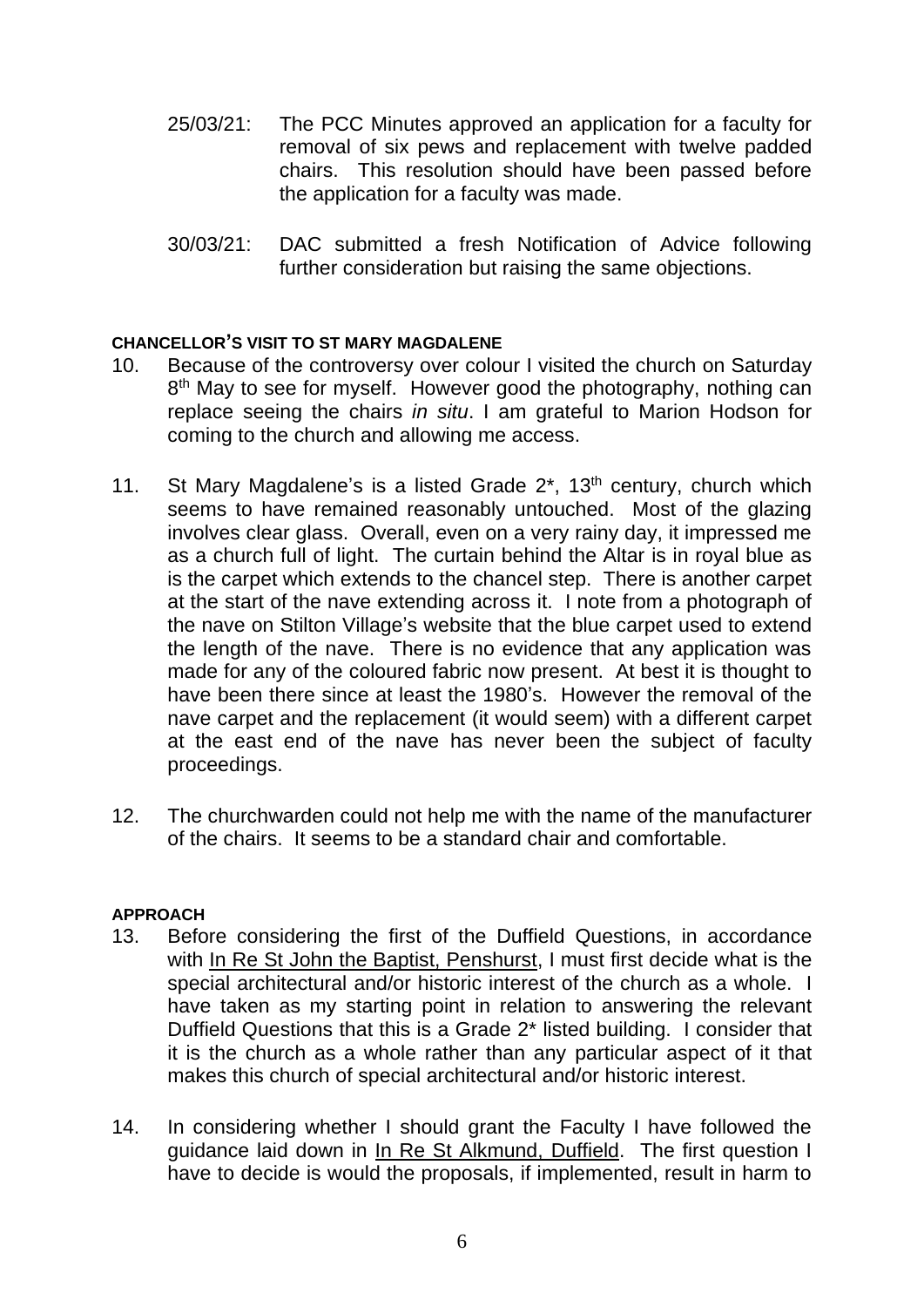25/03/21: The PCC Minutes approved an application for a faculty for removal of six pews and replacement with twelve padded chairs. This resolution should have been passed before the application for a faculty was made.

30/03/21: DAC submitted a fresh Notification of Advice following further consideration but raising the same objections.

**CHANCELLOR'S VISIT TO ST MARY MAGDALENE**

10. Because of the controversy over colour I visited the church on Saturday 8th May to see for myself. However good the photography, nothing can replace seeing the chairs *in situ*. I am grateful to Marion Hodson for coming to the church and allowing me access.

11. St Mary Magdalene's is a listed Grade 2*, 13th century, church which seems to have remained reasonably untouched. Most of the glazing involves clear glass. Overall, even on a very rainy day, it impressed me as a church full of light. The curtain behind the Altar is in royal blue as is the carpet which extends to the chancel step. There is another carpet at the start of the nave extending across it. I note from a photograph of the nave on Stilton Village's website that the blue carpet used to extend the length of the nave. There is no evidence that any application was made for any of the coloured fabric now present. At best it is thought to have been there since at least the 1980's. However the removal of the nave carpet and the replacement (it would seem) with a different carpet at the east end of the nave has never been the subject of faculty proceedings.

12. The churchwarden could not help me with the name of the manufacturer of the chairs. It seems to be a standard chair and comfortable.

**APPROACH**

13. Before considering the first of the Duffield Questions, in accordance with In Re St John the Baptist, Penshurst, I must first decide what is the special architectural and/or historic interest of the church as a whole. I have taken as my starting point in relation to answering the relevant Duffield Questions that this is a Grade 2* listed building. I consider that it is the church as a whole rather than any particular aspect of it that makes this church of special architectural and/or historic interest.

14. In considering whether I should grant the Faculty I have followed the guidance laid down in In Re St Alkmund, Duffield. The first question I have to decide is would the proposals, if implemented, result in harm to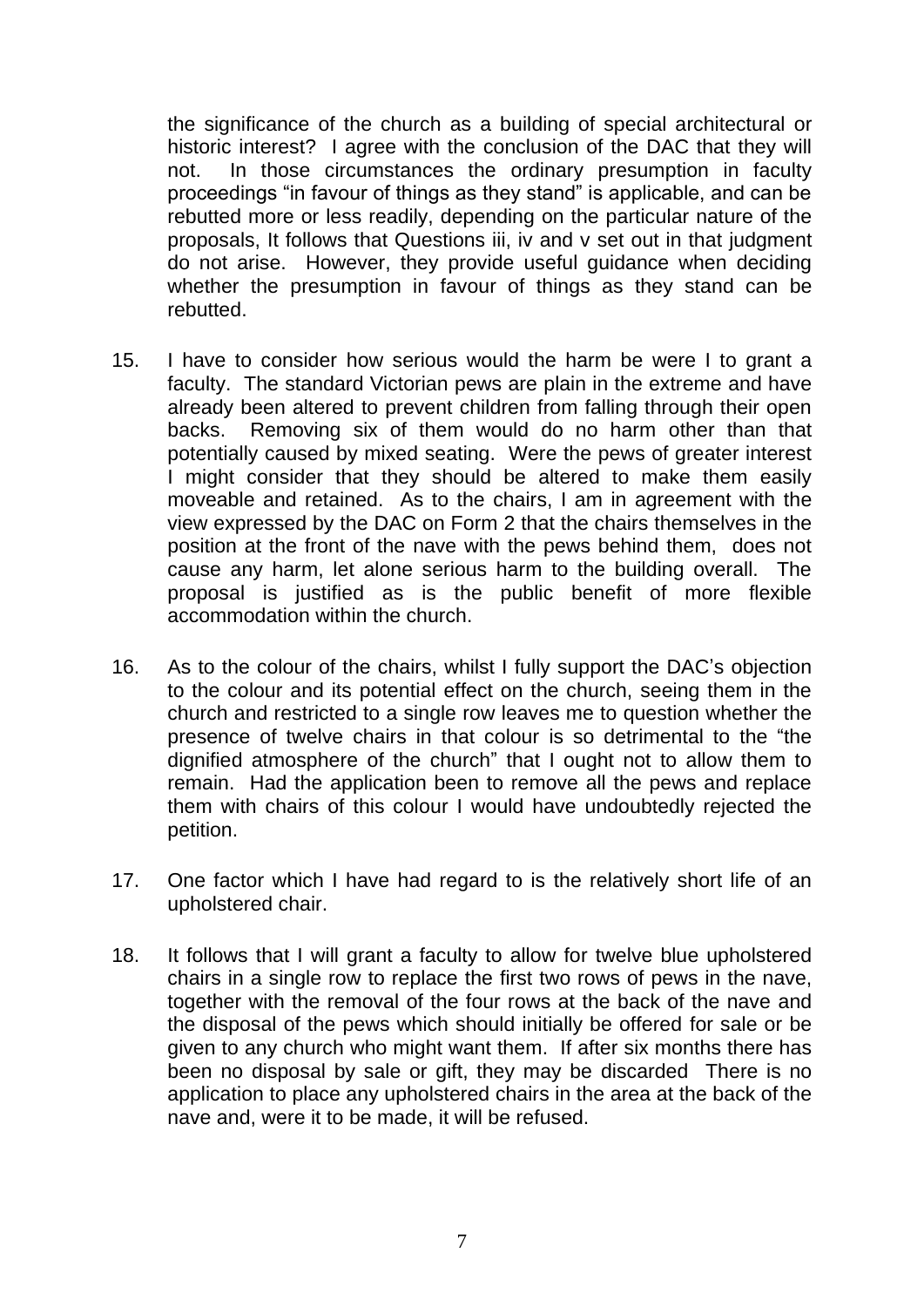the significance of the church as a building of special architectural or historic interest? I agree with the conclusion of the DAC that they will not. In those circumstances the ordinary presumption in faculty proceedings "in favour of things as they stand" is applicable, and can be rebutted more or less readily, depending on the particular nature of the proposals, It follows that Questions iii, iv and v set out in that judgment do not arise. However, they provide useful guidance when deciding whether the presumption in favour of things as they stand can be rebutted.

15. I have to consider how serious would the harm be were I to grant a faculty. The standard Victorian pews are plain in the extreme and have already been altered to prevent children from falling through their open backs. Removing six of them would do no harm other than that potentially caused by mixed seating. Were the pews of greater interest I might consider that they should be altered to make them easily moveable and retained. As to the chairs, I am in agreement with the view expressed by the DAC on Form 2 that the chairs themselves in the position at the front of the nave with the pews behind them, does not cause any harm, let alone serious harm to the building overall. The proposal is justified as is the public benefit of more flexible accommodation within the church.

16. As to the colour of the chairs, whilst I fully support the DAC's objection to the colour and its potential effect on the church, seeing them in the church and restricted to a single row leaves me to question whether the presence of twelve chairs in that colour is so detrimental to the "the dignified atmosphere of the church" that I ought not to allow them to remain. Had the application been to remove all the pews and replace them with chairs of this colour I would have undoubtedly rejected the petition.

17. One factor which I have had regard to is the relatively short life of an upholstered chair.

18. It follows that I will grant a faculty to allow for twelve blue upholstered chairs in a single row to replace the first two rows of pews in the nave, together with the removal of the four rows at the back of the nave and the disposal of the pews which should initially be offered for sale or be given to any church who might want them. If after six months there has been no disposal by sale or gift, they may be discarded There is no application to place any upholstered chairs in the area at the back of the nave and, were it to be made, it will be refused.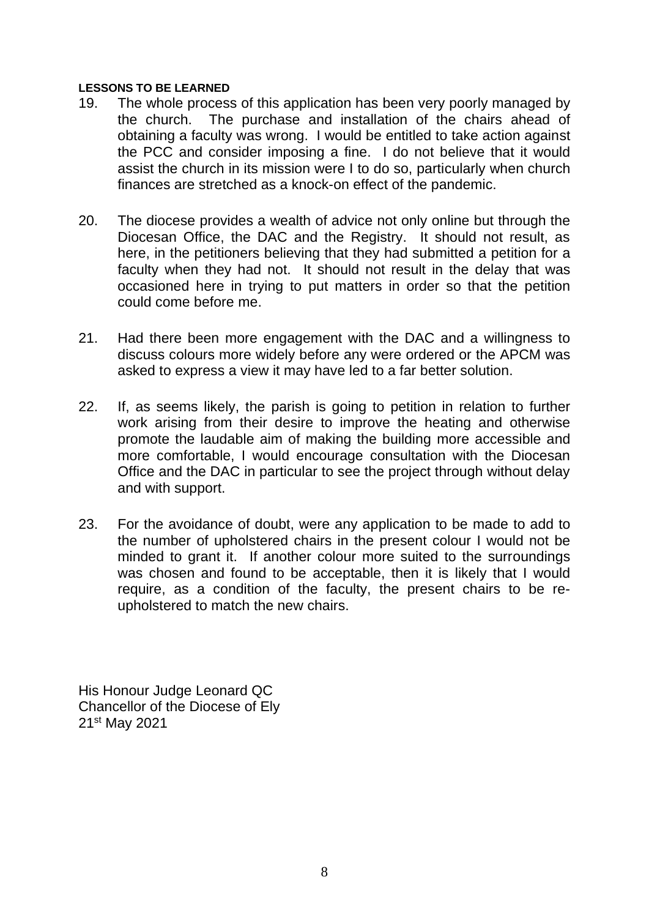**LESSONS TO BE LEARNED**

19. The whole process of this application has been very poorly managed by the church. The purchase and installation of the chairs ahead of obtaining a faculty was wrong. I would be entitled to take action against the PCC and consider imposing a fine. I do not believe that it would assist the church in its mission were I to do so, particularly when church finances are stretched as a knock-on effect of the pandemic.

20. The diocese provides a wealth of advice not only online but through the Diocesan Office, the DAC and the Registry. It should not result, as here, in the petitioners believing that they had submitted a petition for a faculty when they had not. It should not result in the delay that was occasioned here in trying to put matters in order so that the petition could come before me.

21. Had there been more engagement with the DAC and a willingness to discuss colours more widely before any were ordered or the APCM was asked to express a view it may have led to a far better solution.

22. If, as seems likely, the parish is going to petition in relation to further work arising from their desire to improve the heating and otherwise promote the laudable aim of making the building more accessible and more comfortable, I would encourage consultation with the Diocesan Office and the DAC in particular to see the project through without delay and with support.

23. For the avoidance of doubt, were any application to be made to add to the number of upholstered chairs in the present colour I would not be minded to grant it. If another colour more suited to the surroundings was chosen and found to be acceptable, then it is likely that I would require, as a condition of the faculty, the present chairs to be re-upholstered to match the new chairs.

His Honour Judge Leonard QC
Chancellor of the Diocese of Ely
21st May 2021